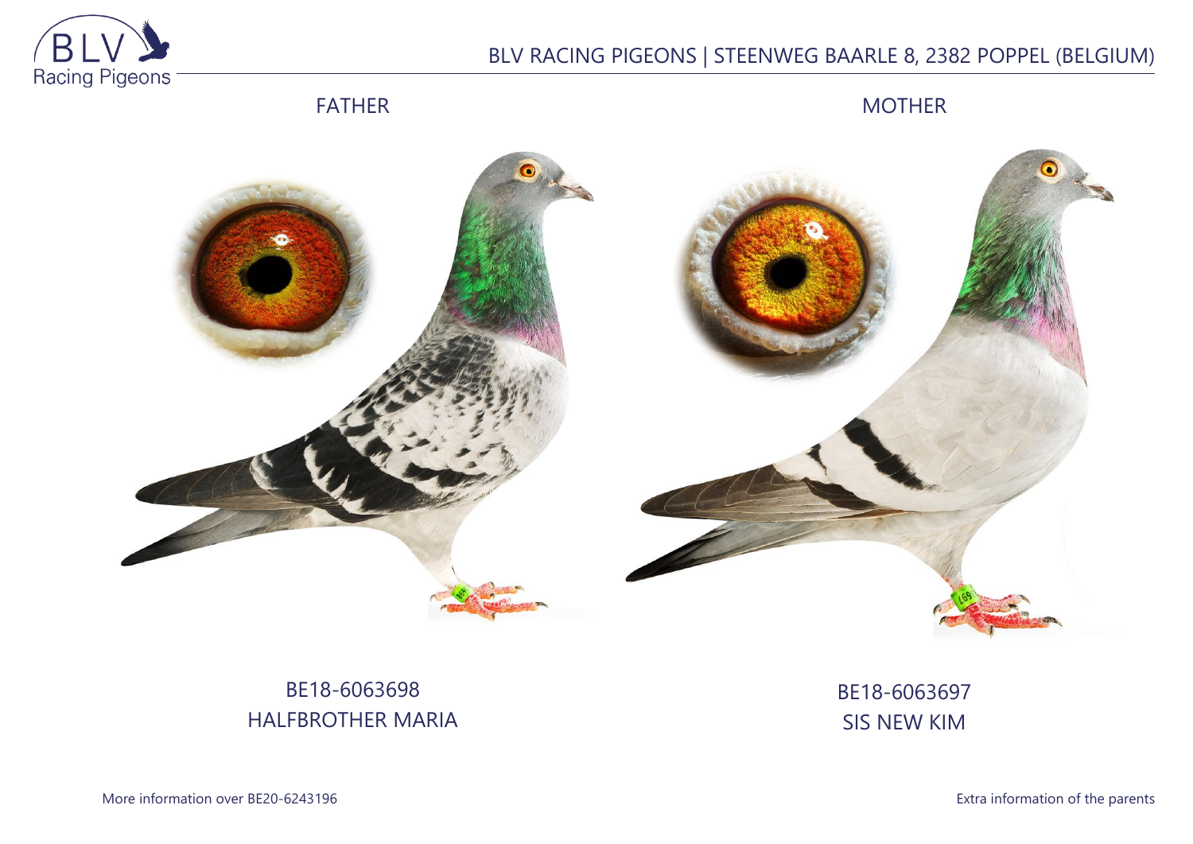BLV RACING PIGEONS | STEENWEG BAARLE 8, 2382 POPPEL (BELGIUM)

| FATHER | MOTHER |
| --- | --- |
| BE18-6063698 | BE18-6063697 |
| HALFBROTHER MARIA | SIS NEW KIM |

More information over BE20-6243196

Extra information of the parents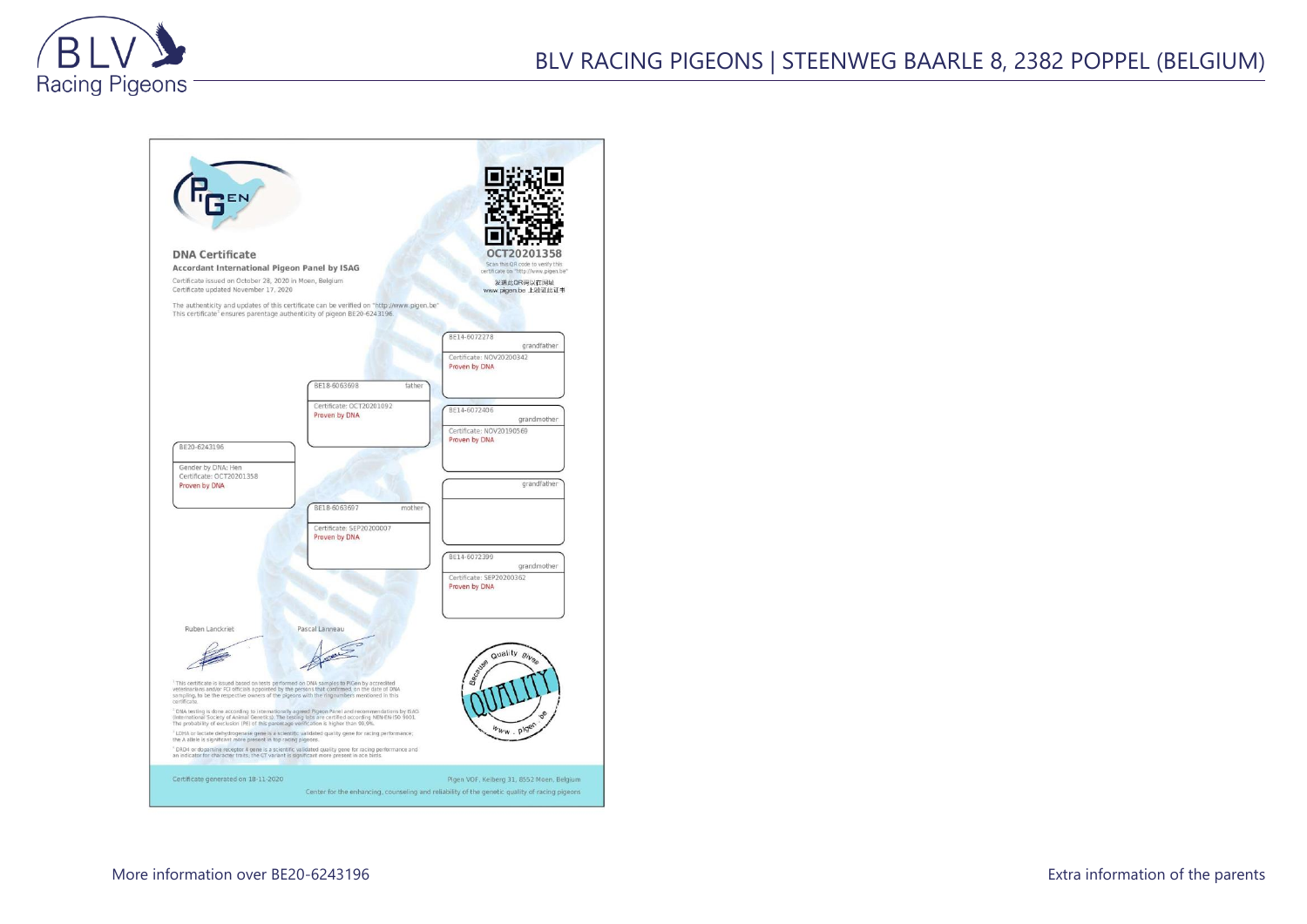BLV RACING PIGEONS | STEENWEG BAARLE 8, 2382 POPPEL (BELGIUM)

**DNA Certificate**

**Accordant International Pigeon Panel by ISAG**

Certificate issued on October 28, 2020 in Moen, Belgium
Certificate updated November 17, 2020

OCT20201358

Scan this QR code to verify this certificate on "http://www.pigen.be"

The authenticity and updates of this certificate can be verified on "http://www.pigen.be"
This certificate[1] ensures parentage authenticity of pigeon BE20-6243196.

| Pigeon | Parents | Grandparents |
|---|---|---|
| BE20-6243196 — Gender by DNA: Hen; Certificate: OCT20201358; Proven by DNA | father: BE18-6063698 — Certificate: OCT20201092; Proven by DNA | grandfather: BE14-6072278 — Certificate: NOV20200342; Proven by DNA |
| | | grandmother: BE14-6072406 — Certificate: NOV20190569; Proven by DNA |
| | mother: BE18-6063697 — Certificate: SEP20200007; Proven by DNA | grandfather |
| | | grandmother: BE14-6072399 — Certificate: SEP20200362; Proven by DNA |

Ruben Lanckriet — Pascal Lanneau

[1] This certificate is issued based on tests performed on DNA samples to PiGen by accredited veterinarians and/or FCI officials appointed by the persons that confirmed, on the date of DNA sampling, to be the respective owners of the pigeons with the ringnumbers mentioned in this certificate.

[2] DNA testing is done according to internationally agreed Pigeon Panel and recommendations by ISAG (International Society of Animal Genetics). The testing kits are certified according NEN-EN-ISO-9001. The probability of exclusion (PE) of this parentage verification is higher than 99,9%.

[3] LDHA or lactate dehydrogenase gene is a scientific validated quality gene for racing performance; the A allele is significant more present in top racing pigeons.

[4] DRD4 or dopamine receptor 4 gene is a scientific validated quality gene for racing performance and an indicator for character traits. The CT variant is significant more present in ace birds.

Certificate generated on 18-11-2020

Pigen VOF, Kelberg 31, 8552 Moen, Belgium

Center for the enhancing, counseling and reliability of the genetic quality of racing pigeons

More information over BE20-6243196

Extra information of the parents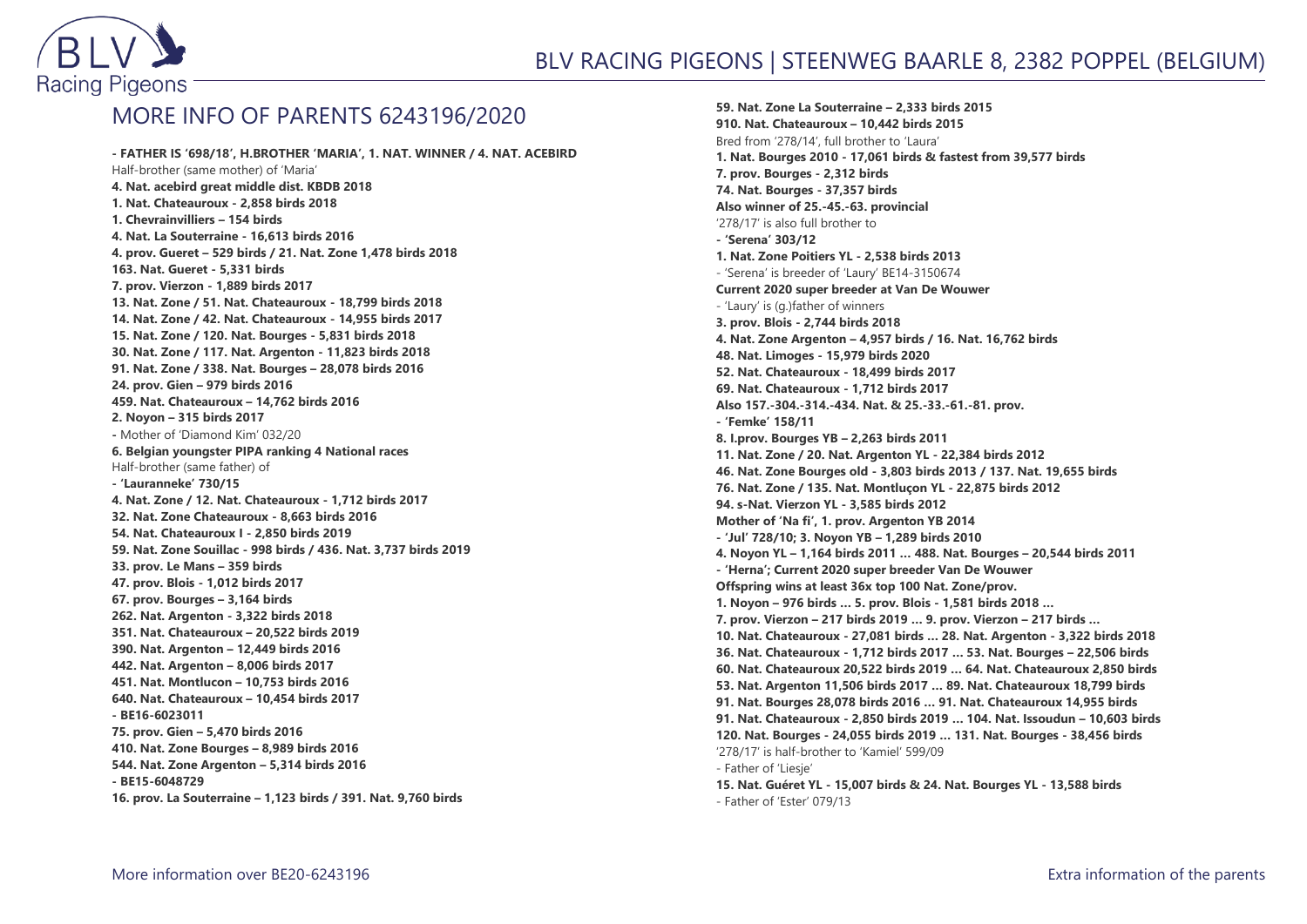# MORE INFO OF PARENTS 6243196/2020

**- FATHER IS '698/18', H.BROTHER 'MARIA', 1. NAT. WINNER / 4. NAT. ACEBIRD**
Half-brother (same mother) of 'Maria'
**4. Nat. acebird great middle dist. KBDB 2018**
**1. Nat. Chateauroux - 2,858 birds 2018**
**1. Chevrainvilliers – 154 birds**
**4. Nat. La Souterraine - 16,613 birds 2016**
**4. prov. Gueret – 529 birds / 21. Nat. Zone 1,478 birds 2018**
**163. Nat. Gueret - 5,331 birds**
**7. prov. Vierzon - 1,889 birds 2017**
**13. Nat. Zone / 51. Nat. Chateauroux - 18,799 birds 2018**
**14. Nat. Zone / 42. Nat. Chateauroux - 14,955 birds 2017**
**15. Nat. Zone / 120. Nat. Bourges - 5,831 birds 2018**
**30. Nat. Zone / 117. Nat. Argenton - 11,823 birds 2018**
**91. Nat. Zone / 338. Nat. Bourges – 28,078 birds 2016**
**24. prov. Gien – 979 birds 2016**
**459. Nat. Chateauroux – 14,762 birds 2016**
**2. Noyon – 315 birds 2017**
**-** Mother of 'Diamond Kim' 032/20
**6. Belgian youngster PIPA ranking 4 National races**
Half-brother (same father) of
**- 'Lauranneke' 730/15**
**4. Nat. Zone / 12. Nat. Chateauroux - 1,712 birds 2017**
**32. Nat. Zone Chateauroux - 8,663 birds 2016**
**54. Nat. Chateauroux I - 2,850 birds 2019**
**59. Nat. Zone Souillac - 998 birds / 436. Nat. 3,737 birds 2019**
**33. prov. Le Mans – 359 birds**
**47. prov. Blois - 1,012 birds 2017**
**67. prov. Bourges – 3,164 birds**
**262. Nat. Argenton - 3,322 birds 2018**
**351. Nat. Chateauroux – 20,522 birds 2019**
**390. Nat. Argenton – 12,449 birds 2016**
**442. Nat. Argenton – 8,006 birds 2017**
**451. Nat. Montlucon – 10,753 birds 2016**
**640. Nat. Chateauroux – 10,454 birds 2017**
**- BE16-6023011**
**75. prov. Gien – 5,470 birds 2016**
**410. Nat. Zone Bourges – 8,989 birds 2016**
**544. Nat. Zone Argenton – 5,314 birds 2016**
**- BE15-6048729**
**16. prov. La Souterraine – 1,123 birds / 391. Nat. 9,760 birds**
**59. Nat. Zone La Souterraine – 2,333 birds 2015**
**910. Nat. Chateauroux – 10,442 birds 2015**
Bred from '278/14', full brother to 'Laura'
**1. Nat. Bourges 2010 - 17,061 birds & fastest from 39,577 birds**
**7. prov. Bourges - 2,312 birds**
**74. Nat. Bourges - 37,357 birds**
**Also winner of 25.-45.-63. provincial**
'278/17' is also full brother to
**- 'Serena' 303/12**
**1. Nat. Zone Poitiers YL - 2,538 birds 2013**
- 'Serena' is breeder of 'Laury' BE14-3150674
**Current 2020 super breeder at Van De Wouwer**
- 'Laury' is (g.)father of winners
**3. prov. Blois - 2,744 birds 2018**
**4. Nat. Zone Argenton – 4,957 birds / 16. Nat. 16,762 birds**
**48. Nat. Limoges - 15,979 birds 2020**
**52. Nat. Chateauroux - 18,499 birds 2017**
**69. Nat. Chateauroux - 1,712 birds 2017**
**Also 157.-304.-314.-434. Nat. & 25.-33.-61.-81. prov.**
**- 'Femke' 158/11**
**8. I.prov. Bourges YB – 2,263 birds 2011**
**11. Nat. Zone / 20. Nat. Argenton YL - 22,384 birds 2012**
**46. Nat. Zone Bourges old - 3,803 birds 2013 / 137. Nat. 19,655 birds**
**76. Nat. Zone / 135. Nat. Montluçon YL - 22,875 birds 2012**
**94. s-Nat. Vierzon YL - 3,585 birds 2012**
**Mother of 'Na fi', 1. prov. Argenton YB 2014**
**- 'Jul' 728/10; 3. Noyon YB – 1,289 birds 2010**
**4. Noyon YL – 1,164 birds 2011 … 488. Nat. Bourges – 20,544 birds 2011**
**- 'Herna'; Current 2020 super breeder Van De Wouwer**
**Offspring wins at least 36x top 100 Nat. Zone/prov.**
**1. Noyon – 976 birds … 5. prov. Blois - 1,581 birds 2018 …**
**7. prov. Vierzon – 217 birds 2019 … 9. prov. Vierzon – 217 birds …**
**10. Nat. Chateauroux - 27,081 birds … 28. Nat. Argenton - 3,322 birds 2018**
**36. Nat. Chateauroux - 1,712 birds 2017 … 53. Nat. Bourges – 22,506 birds**
**60. Nat. Chateauroux 20,522 birds 2019 … 64. Nat. Chateauroux 2,850 birds**
**53. Nat. Argenton 11,506 birds 2017 … 89. Nat. Chateauroux 18,799 birds**
**91. Nat. Bourges 28,078 birds 2016 … 91. Nat. Chateauroux 14,955 birds**
**91. Nat. Chateauroux - 2,850 birds 2019 … 104. Nat. Issoudun – 10,603 birds**
**120. Nat. Bourges - 24,055 birds 2019 … 131. Nat. Bourges - 38,456 birds**
'278/17' is half-brother to 'Kamiel' 599/09
- Father of 'Liesje'
**15. Nat. Guéret YL - 15,007 birds & 24. Nat. Bourges YL - 13,588 birds**
- Father of 'Ester' 079/13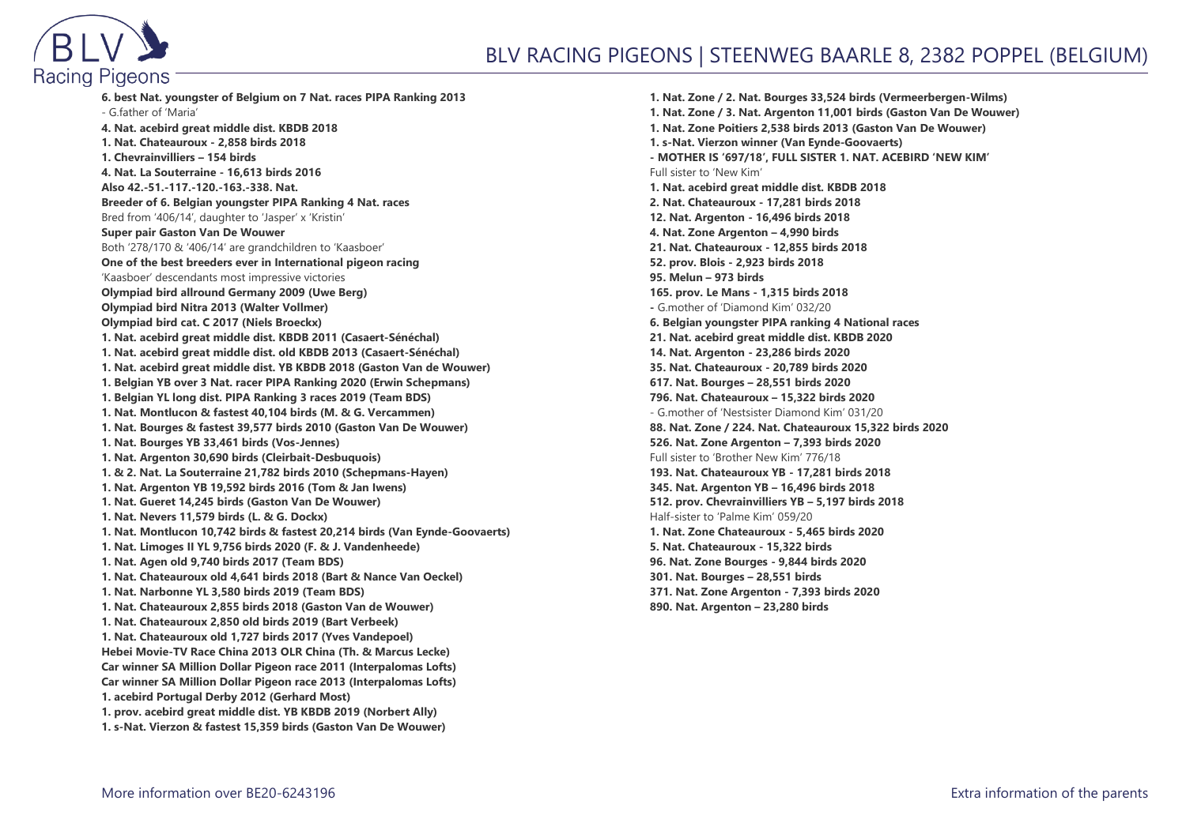**6. best Nat. youngster of Belgium on 7 Nat. races PIPA Ranking 2013**
- G.father of 'Maria'

**4. Nat. acebird great middle dist. KBDB 2018**
**1. Nat. Chateauroux - 2,858 birds 2018**
**1. Chevrainvilliers – 154 birds**
**4. Nat. La Souterraine - 16,613 birds 2016**
**Also 42.-51.-117.-120.-163.-338. Nat.**
**Breeder of 6. Belgian youngster PIPA Ranking 4 Nat. races**
Bred from '406/14', daughter to 'Jasper' x 'Kristin'

**Super pair Gaston Van De Wouwer**
Both '278/170 & '406/14' are grandchildren to 'Kaasboer'

**One of the best breeders ever in International pigeon racing**
'Kaasboer' descendants most impressive victories

**Olympiad bird allround Germany 2009 (Uwe Berg)**
**Olympiad bird Nitra 2013 (Walter Vollmer)**
**Olympiad bird cat. C 2017 (Niels Broeckx)**
**1. Nat. acebird great middle dist. KBDB 2011 (Casaert-Sénéchal)**
**1. Nat. acebird great middle dist. old KBDB 2013 (Casaert-Sénéchal)**
**1. Nat. acebird great middle dist. YB KBDB 2018 (Gaston Van de Wouwer)**
**1. Belgian YB over 3 Nat. racer PIPA Ranking 2020 (Erwin Schepmans)**
**1. Belgian YL long dist. PIPA Ranking 3 races 2019 (Team BDS)**
**1. Nat. Montlucon & fastest 40,104 birds (M. & G. Vercammen)**
**1. Nat. Bourges & fastest 39,577 birds 2010 (Gaston Van De Wouwer)**
**1. Nat. Bourges YB 33,461 birds (Vos-Jennes)**
**1. Nat. Argenton 30,690 birds (Cleirbait-Desbuquois)**
**1. & 2. Nat. La Souterraine 21,782 birds 2010 (Schepmans-Hayen)**
**1. Nat. Argenton YB 19,592 birds 2016 (Tom & Jan Iwens)**
**1. Nat. Gueret 14,245 birds (Gaston Van De Wouwer)**
**1. Nat. Nevers 11,579 birds (L. & G. Dockx)**
**1. Nat. Montlucon 10,742 birds & fastest 20,214 birds (Van Eynde-Goovaerts)**
**1. Nat. Limoges II YL 9,756 birds 2020 (F. & J. Vandenheede)**
**1. Nat. Agen old 9,740 birds 2017 (Team BDS)**
**1. Nat. Chateauroux old 4,641 birds 2018 (Bart & Nance Van Oeckel)**
**1. Nat. Narbonne YL 3,580 birds 2019 (Team BDS)**
**1. Nat. Chateauroux 2,855 birds 2018 (Gaston Van de Wouwer)**
**1. Nat. Chateauroux 2,850 old birds 2019 (Bart Verbeek)**
**1. Nat. Chateauroux old 1,727 birds 2017 (Yves Vandepoel)**
**Hebei Movie-TV Race China 2013 OLR China (Th. & Marcus Lecke)**
**Car winner SA Million Dollar Pigeon race 2011 (Interpalomas Lofts)**
**Car winner SA Million Dollar Pigeon race 2013 (Interpalomas Lofts)**
**1. acebird Portugal Derby 2012 (Gerhard Most)**
**1. prov. acebird great middle dist. YB KBDB 2019 (Norbert Ally)**
**1. s-Nat. Vierzon & fastest 15,359 birds (Gaston Van De Wouwer)**
**1. Nat. Zone / 2. Nat. Bourges 33,524 birds (Vermeerbergen-Wilms)**
**1. Nat. Zone / 3. Nat. Argenton 11,001 birds (Gaston Van De Wouwer)**
**1. Nat. Zone Poitiers 2,538 birds 2013 (Gaston Van De Wouwer)**
**1. s-Nat. Vierzon winner (Van Eynde-Goovaerts)**

**- MOTHER IS '697/18', FULL SISTER 1. NAT. ACEBIRD 'NEW KIM'**
Full sister to 'New Kim'

**1. Nat. acebird great middle dist. KBDB 2018**
**2. Nat. Chateauroux - 17,281 birds 2018**
**12. Nat. Argenton - 16,496 birds 2018**
**4. Nat. Zone Argenton – 4,990 birds**
**21. Nat. Chateauroux - 12,855 birds 2018**
**52. prov. Blois - 2,923 birds 2018**
**95. Melun – 973 birds**
**165. prov. Le Mans - 1,315 birds 2018**
- G.mother of 'Diamond Kim' 032/20

**6. Belgian youngster PIPA ranking 4 National races**
**21. Nat. acebird great middle dist. KBDB 2020**
**14. Nat. Argenton - 23,286 birds 2020**
**35. Nat. Chateauroux - 20,789 birds 2020**
**617. Nat. Bourges – 28,551 birds 2020**
**796. Nat. Chateauroux – 15,322 birds 2020**
- G.mother of 'Nestsister Diamond Kim' 031/20

**88. Nat. Zone / 224. Nat. Chateauroux 15,322 birds 2020**
**526. Nat. Zone Argenton – 7,393 birds 2020**
Full sister to 'Brother New Kim' 776/18

**193. Nat. Chateauroux YB - 17,281 birds 2018**
**345. Nat. Argenton YB – 16,496 birds 2018**
**512. prov. Chevrainvilliers YB – 5,197 birds 2018**
Half-sister to 'Palme Kim' 059/20

**1. Nat. Zone Chateauroux - 5,465 birds 2020**
**5. Nat. Chateauroux - 15,322 birds**
**96. Nat. Zone Bourges - 9,844 birds 2020**
**301. Nat. Bourges – 28,551 birds**
**371. Nat. Zone Argenton - 7,393 birds 2020**
**890. Nat. Argenton – 23,280 birds**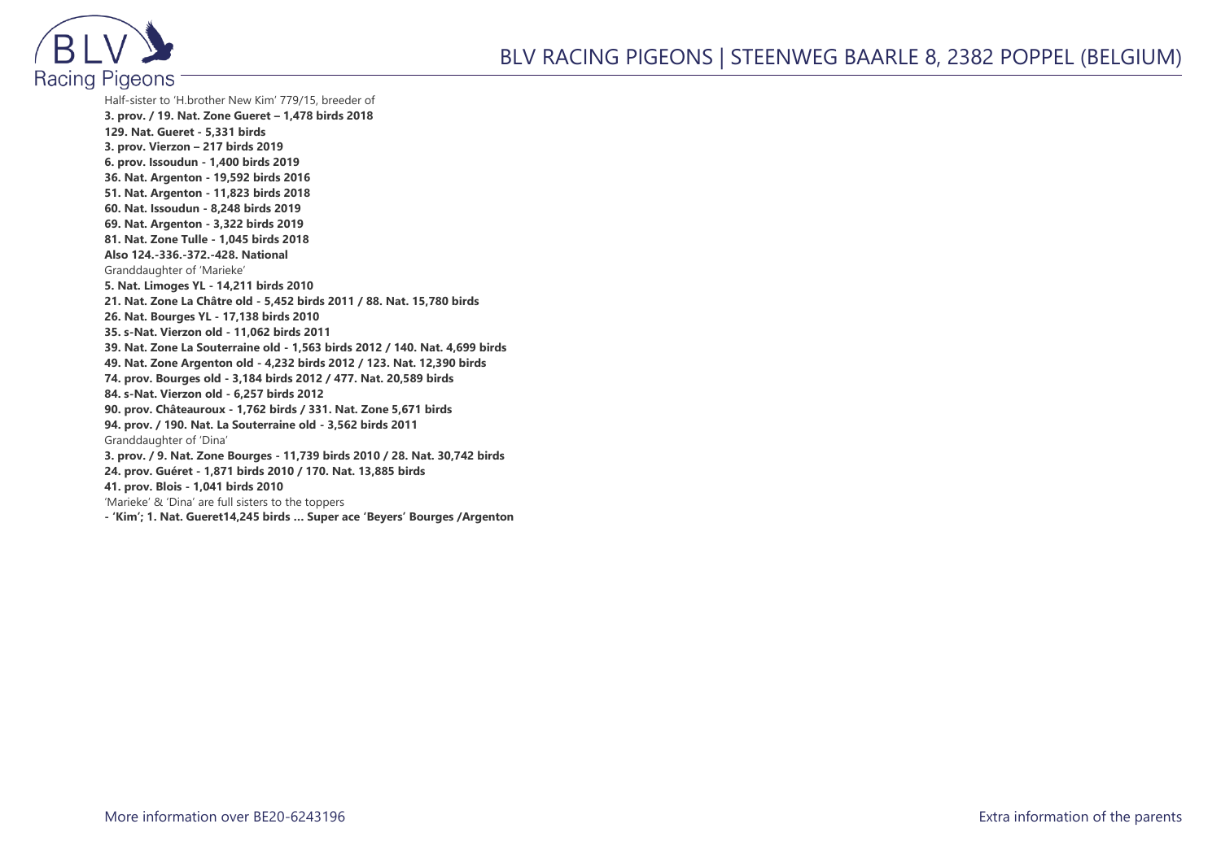Half-sister to 'H.brother New Kim' 779/15, breeder of

**3. prov. / 19. Nat. Zone Gueret – 1,478 birds 2018**
**129. Nat. Gueret - 5,331 birds**
**3. prov. Vierzon – 217 birds 2019**
**6. prov. Issoudun - 1,400 birds 2019**
**36. Nat. Argenton - 19,592 birds 2016**
**51. Nat. Argenton - 11,823 birds 2018**
**60. Nat. Issoudun - 8,248 birds 2019**
**69. Nat. Argenton - 3,322 birds 2019**
**81. Nat. Zone Tulle - 1,045 birds 2018**
**Also 124.-336.-372.-428. National**

Granddaughter of 'Marieke'

**5. Nat. Limoges YL - 14,211 birds 2010**
**21. Nat. Zone La Châtre old - 5,452 birds 2011 / 88. Nat. 15,780 birds**
**26. Nat. Bourges YL - 17,138 birds 2010**
**35. s-Nat. Vierzon old - 11,062 birds 2011**
**39. Nat. Zone La Souterraine old - 1,563 birds 2012 / 140. Nat. 4,699 birds**
**49. Nat. Zone Argenton old - 4,232 birds 2012 / 123. Nat. 12,390 birds**
**74. prov. Bourges old - 3,184 birds 2012 / 477. Nat. 20,589 birds**
**84. s-Nat. Vierzon old - 6,257 birds 2012**
**90. prov. Châteauroux - 1,762 birds / 331. Nat. Zone 5,671 birds**
**94. prov. / 190. Nat. La Souterraine old - 3,562 birds 2011**

Granddaughter of 'Dina'

**3. prov. / 9. Nat. Zone Bourges - 11,739 birds 2010 / 28. Nat. 30,742 birds**
**24. prov. Guéret - 1,871 birds 2010 / 170. Nat. 13,885 birds**
**41. prov. Blois - 1,041 birds 2010**

'Marieke' & 'Dina' are full sisters to the toppers

**- 'Kim'; 1. Nat. Gueret14,245 birds … Super ace 'Beyers' Bourges /Argenton**

More information over BE20-6243196

Extra information of the parents